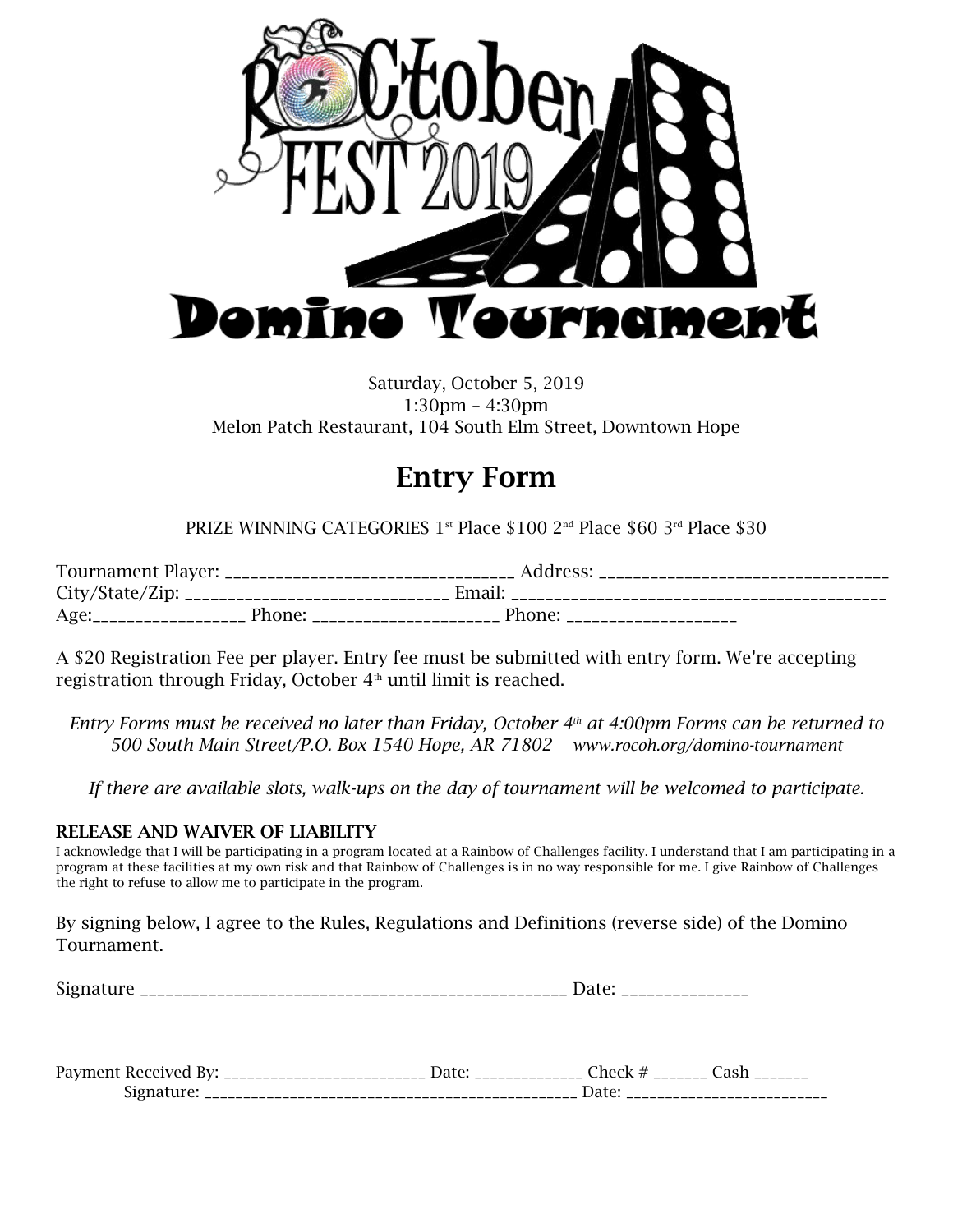# ROCtober FEST 2019

# Domino Tournament

Saturday, October 5, 2019
1:30pm – 4:30pm
Melon Patch Restaurant, 104 South Elm Street, Downtown Hope

## Entry Form

PRIZE WINNING CATEGORIES 1st Place $100 2nd Place $60 3rd Place $30

Tournament Player: ______________________________ Address: ______________________________
City/State/Zip: ___________________________ Email: ______________________________________
Age:________________ Phone: ____________________ Phone: __________________

A $20 Registration Fee per player. Entry fee must be submitted with entry form. We're accepting registration through Friday, October 4th until limit is reached.

*Entry Forms must be received no later than Friday, October 4th at 4:00pm Forms can be returned to 500 South Main Street/P.O. Box 1540 Hope, AR 71802 www.rocoh.org/domino-tournament*

*If there are available slots, walk-ups on the day of tournament will be welcomed to participate.*

### RELEASE AND WAIVER OF LIABILITY

I acknowledge that I will be participating in a program located at a Rainbow of Challenges facility. I understand that I am participating in a program at these facilities at my own risk and that Rainbow of Challenges is in no way responsible for me. I give Rainbow of Challenges the right to refuse to allow me to participate in the program.

By signing below, I agree to the Rules, Regulations and Definitions (reverse side) of the Domino Tournament.

Signature ______________________________________________ Date: ______________

Payment Received By: ________________________ Date: _____________ Check # ______ Cash ______
Signature: ____________________________________________ Date: ________________________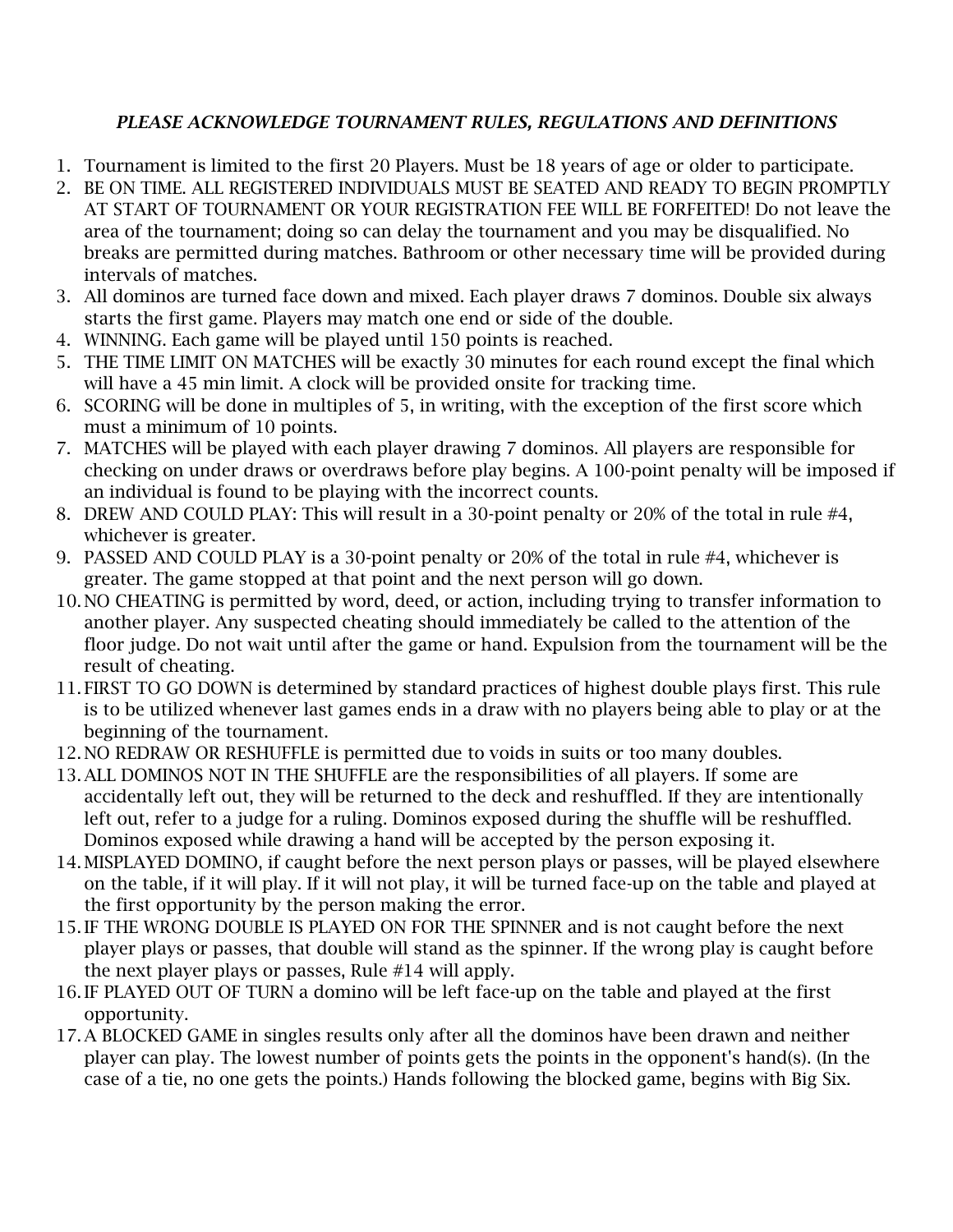*PLEASE ACKNOWLEDGE TOURNAMENT RULES, REGULATIONS AND DEFINITIONS*

1. Tournament is limited to the first 20 Players. Must be 18 years of age or older to participate.
2. BE ON TIME. ALL REGISTERED INDIVIDUALS MUST BE SEATED AND READY TO BEGIN PROMPTLY AT START OF TOURNAMENT OR YOUR REGISTRATION FEE WILL BE FORFEITED! Do not leave the area of the tournament; doing so can delay the tournament and you may be disqualified. No breaks are permitted during matches. Bathroom or other necessary time will be provided during intervals of matches.
3. All dominos are turned face down and mixed. Each player draws 7 dominos. Double six always starts the first game. Players may match one end or side of the double.
4. WINNING. Each game will be played until 150 points is reached.
5. THE TIME LIMIT ON MATCHES will be exactly 30 minutes for each round except the final which will have a 45 min limit. A clock will be provided onsite for tracking time.
6. SCORING will be done in multiples of 5, in writing, with the exception of the first score which must a minimum of 10 points.
7. MATCHES will be played with each player drawing 7 dominos. All players are responsible for checking on under draws or overdraws before play begins. A 100-point penalty will be imposed if an individual is found to be playing with the incorrect counts.
8. DREW AND COULD PLAY: This will result in a 30-point penalty or 20% of the total in rule #4, whichever is greater.
9. PASSED AND COULD PLAY is a 30-point penalty or 20% of the total in rule #4, whichever is greater. The game stopped at that point and the next person will go down.
10. NO CHEATING is permitted by word, deed, or action, including trying to transfer information to another player. Any suspected cheating should immediately be called to the attention of the floor judge. Do not wait until after the game or hand. Expulsion from the tournament will be the result of cheating.
11. FIRST TO GO DOWN is determined by standard practices of highest double plays first. This rule is to be utilized whenever last games ends in a draw with no players being able to play or at the beginning of the tournament.
12. NO REDRAW OR RESHUFFLE is permitted due to voids in suits or too many doubles.
13. ALL DOMINOS NOT IN THE SHUFFLE are the responsibilities of all players. If some are accidentally left out, they will be returned to the deck and reshuffled. If they are intentionally left out, refer to a judge for a ruling. Dominos exposed during the shuffle will be reshuffled. Dominos exposed while drawing a hand will be accepted by the person exposing it.
14. MISPLAYED DOMINO, if caught before the next person plays or passes, will be played elsewhere on the table, if it will play. If it will not play, it will be turned face-up on the table and played at the first opportunity by the person making the error.
15. IF THE WRONG DOUBLE IS PLAYED ON FOR THE SPINNER and is not caught before the next player plays or passes, that double will stand as the spinner. If the wrong play is caught before the next player plays or passes, Rule #14 will apply.
16. IF PLAYED OUT OF TURN a domino will be left face-up on the table and played at the first opportunity.
17. A BLOCKED GAME in singles results only after all the dominos have been drawn and neither player can play. The lowest number of points gets the points in the opponent's hand(s). (In the case of a tie, no one gets the points.) Hands following the blocked game, begins with Big Six.